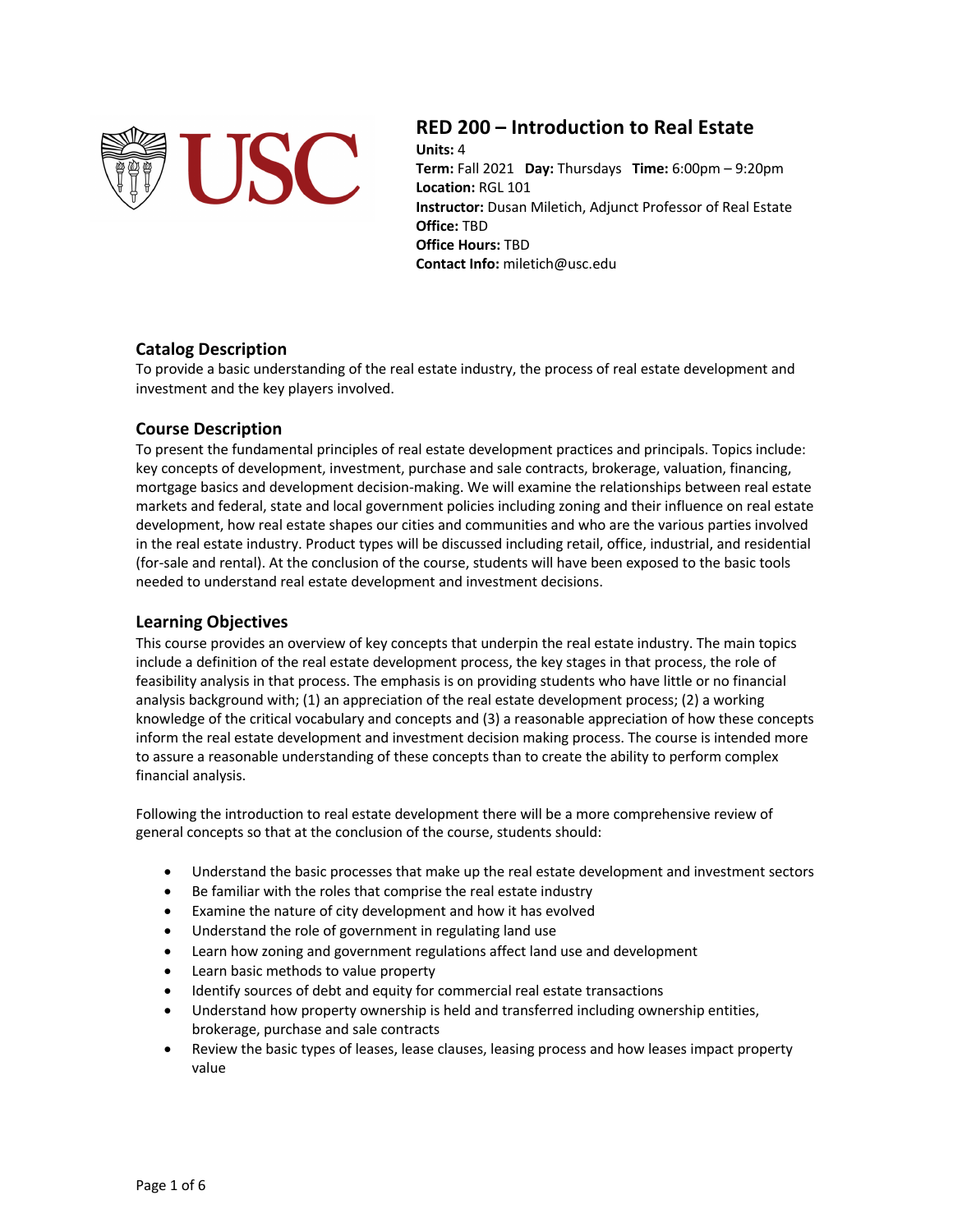# RED 200 – Introduction to Real Estate

**Units:** 4
**Term:** Fall 2021 **Day:** Thursdays **Time:** 6:00pm – 9:20pm
**Location:** RGL 101
**Instructor:** Dusan Miletich, Adjunct Professor of Real Estate
**Office:** TBD
**Office Hours:** TBD
**Contact Info:** miletich@usc.edu

## Catalog Description

To provide a basic understanding of the real estate industry, the process of real estate development and investment and the key players involved.

## Course Description

To present the fundamental principles of real estate development practices and principals. Topics include: key concepts of development, investment, purchase and sale contracts, brokerage, valuation, financing, mortgage basics and development decision-making. We will examine the relationships between real estate markets and federal, state and local government policies including zoning and their influence on real estate development, how real estate shapes our cities and communities and who are the various parties involved in the real estate industry. Product types will be discussed including retail, office, industrial, and residential (for-sale and rental). At the conclusion of the course, students will have been exposed to the basic tools needed to understand real estate development and investment decisions.

## Learning Objectives

This course provides an overview of key concepts that underpin the real estate industry. The main topics include a definition of the real estate development process, the key stages in that process, the role of feasibility analysis in that process. The emphasis is on providing students who have little or no financial analysis background with; (1) an appreciation of the real estate development process; (2) a working knowledge of the critical vocabulary and concepts and (3) a reasonable appreciation of how these concepts inform the real estate development and investment decision making process. The course is intended more to assure a reasonable understanding of these concepts than to create the ability to perform complex financial analysis.

Following the introduction to real estate development there will be a more comprehensive review of general concepts so that at the conclusion of the course, students should:

- Understand the basic processes that make up the real estate development and investment sectors
- Be familiar with the roles that comprise the real estate industry
- Examine the nature of city development and how it has evolved
- Understand the role of government in regulating land use
- Learn how zoning and government regulations affect land use and development
- Learn basic methods to value property
- Identify sources of debt and equity for commercial real estate transactions
- Understand how property ownership is held and transferred including ownership entities, brokerage, purchase and sale contracts
- Review the basic types of leases, lease clauses, leasing process and how leases impact property value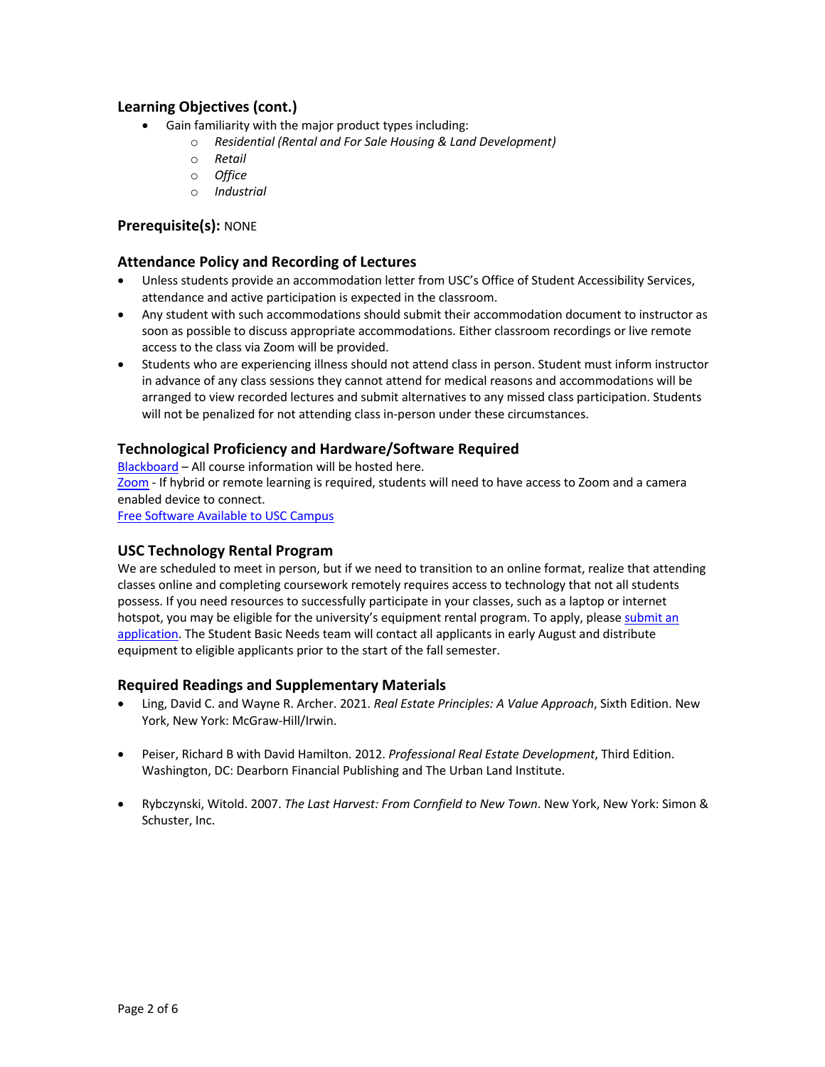## Learning Objectives (cont.)

- Gain familiarity with the major product types including:
  - *Residential (Rental and For Sale Housing & Land Development)*
  - *Retail*
  - *Office*
  - *Industrial*

## Prerequisite(s): NONE

## Attendance Policy and Recording of Lectures

- Unless students provide an accommodation letter from USC's Office of Student Accessibility Services, attendance and active participation is expected in the classroom.
- Any student with such accommodations should submit their accommodation document to instructor as soon as possible to discuss appropriate accommodations. Either classroom recordings or live remote access to the class via Zoom will be provided.
- Students who are experiencing illness should not attend class in person. Student must inform instructor in advance of any class sessions they cannot attend for medical reasons and accommodations will be arranged to view recorded lectures and submit alternatives to any missed class participation. Students will not be penalized for not attending class in-person under these circumstances.

## Technological Proficiency and Hardware/Software Required

Blackboard – All course information will be hosted here.
Zoom - If hybrid or remote learning is required, students will need to have access to Zoom and a camera enabled device to connect.
Free Software Available to USC Campus

## USC Technology Rental Program

We are scheduled to meet in person, but if we need to transition to an online format, realize that attending classes online and completing coursework remotely requires access to technology that not all students possess. If you need resources to successfully participate in your classes, such as a laptop or internet hotspot, you may be eligible for the university's equipment rental program. To apply, please submit an application. The Student Basic Needs team will contact all applicants in early August and distribute equipment to eligible applicants prior to the start of the fall semester.

## Required Readings and Supplementary Materials

- Ling, David C. and Wayne R. Archer. 2021. *Real Estate Principles: A Value Approach*, Sixth Edition. New York, New York: McGraw-Hill/Irwin.

- Peiser, Richard B with David Hamilton. 2012. *Professional Real Estate Development*, Third Edition. Washington, DC: Dearborn Financial Publishing and The Urban Land Institute.

- Rybczynski, Witold. 2007. *The Last Harvest: From Cornfield to New Town*. New York, New York: Simon & Schuster, Inc.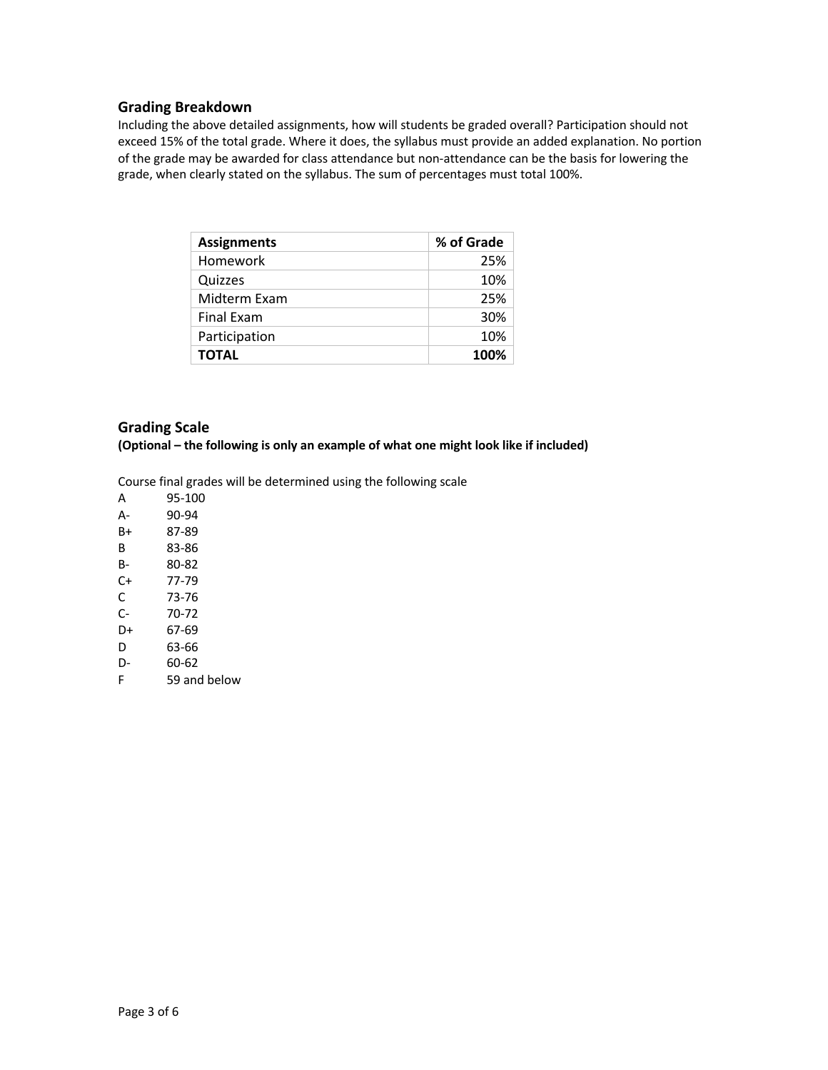## Grading Breakdown

Including the above detailed assignments, how will students be graded overall? Participation should not exceed 15% of the total grade. Where it does, the syllabus must provide an added explanation. No portion of the grade may be awarded for class attendance but non-attendance can be the basis for lowering the grade, when clearly stated on the syllabus. The sum of percentages must total 100%.

| Assignments | % of Grade |
|---|---:|
| Homework | 25% |
| Quizzes | 10% |
| Midterm Exam | 25% |
| Final Exam | 30% |
| Participation | 10% |
| **TOTAL** | **100%** |

## Grading Scale

**(Optional – the following is only an example of what one might look like if included)**

Course final grades will be determined using the following scale

| | |
|---|---|
| A | 95-100 |
| A- | 90-94 |
| B+ | 87-89 |
| B | 83-86 |
| B- | 80-82 |
| C+ | 77-79 |
| C | 73-76 |
| C- | 70-72 |
| D+ | 67-69 |
| D | 63-66 |
| D- | 60-62 |
| F | 59 and below |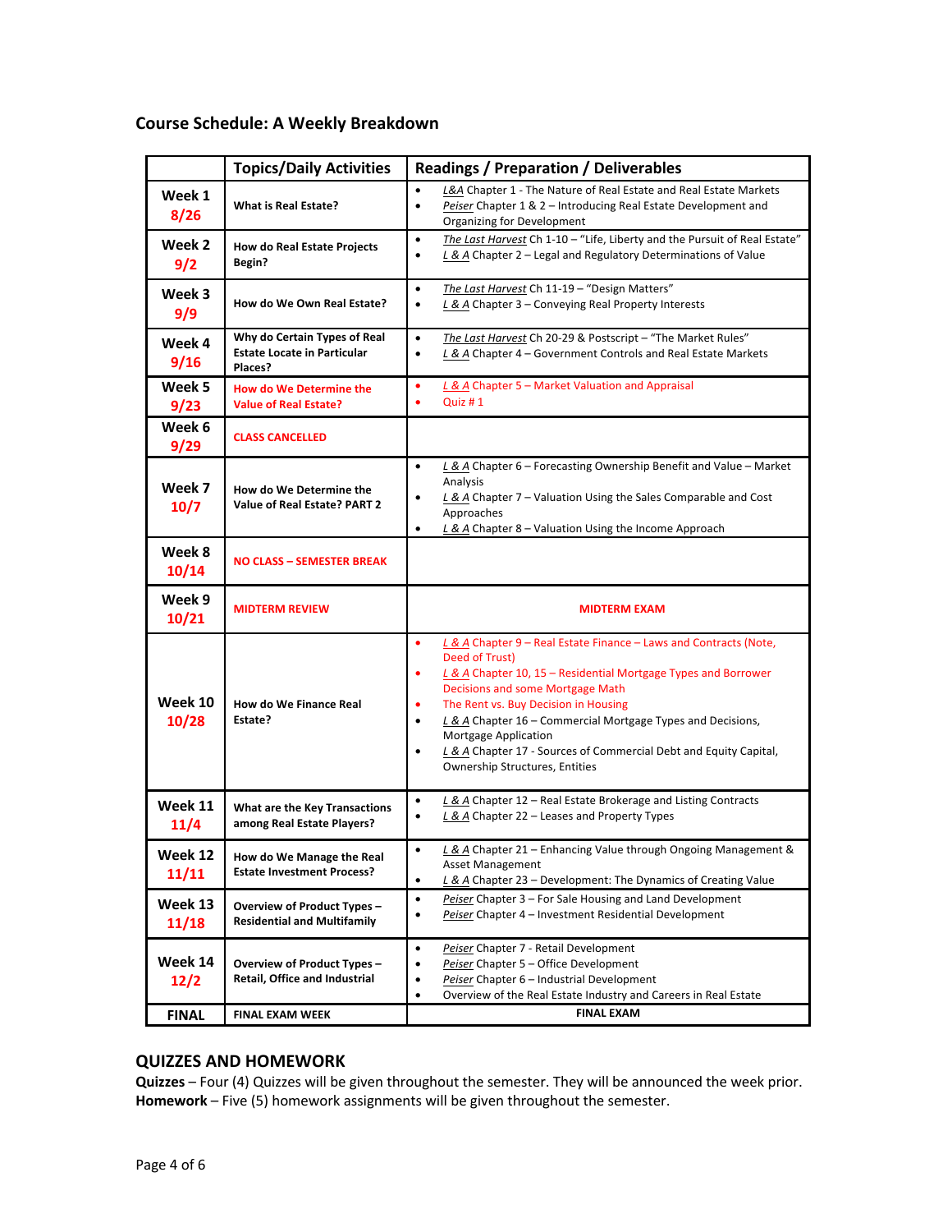## Course Schedule: A Weekly Breakdown

| | Topics/Daily Activities | Readings / Preparation / Deliverables |
|---|---|---|
| **Week 1** **8/26** | **What is Real Estate?** | • *L&A* Chapter 1 - The Nature of Real Estate and Real Estate Markets<br>• *Peiser* Chapter 1 & 2 – Introducing Real Estate Development and Organizing for Development |
| **Week 2** **9/2** | **How do Real Estate Projects Begin?** | • *The Last Harvest* Ch 1-10 – "Life, Liberty and the Pursuit of Real Estate"<br>• *L & A* Chapter 2 – Legal and Regulatory Determinations of Value |
| **Week 3** **9/9** | **How do We Own Real Estate?** | • *The Last Harvest* Ch 11-19 – "Design Matters"<br>• *L & A* Chapter 3 – Conveying Real Property Interests |
| **Week 4** **9/16** | **Why do Certain Types of Real Estate Locate in Particular Places?** | • *The Last Harvest* Ch 20-29 & Postscript – "The Market Rules"<br>• *L & A* Chapter 4 – Government Controls and Real Estate Markets |
| **Week 5** **9/23** | **How do We Determine the Value of Real Estate?** | • *L & A* Chapter 5 – Market Valuation and Appraisal<br>• Quiz # 1 |
| **Week 6** **9/29** | **CLASS CANCELLED** | |
| **Week 7** **10/7** | **How do We Determine the Value of Real Estate? PART 2** | • *L & A* Chapter 6 – Forecasting Ownership Benefit and Value – Market Analysis<br>• *L & A* Chapter 7 – Valuation Using the Sales Comparable and Cost Approaches<br>• *L & A* Chapter 8 – Valuation Using the Income Approach |
| **Week 8** **10/14** | **NO CLASS – SEMESTER BREAK** | |
| **Week 9** **10/21** | **MIDTERM REVIEW** | **MIDTERM EXAM** |
| **Week 10** **10/28** | **How do We Finance Real Estate?** | • *L & A* Chapter 9 – Real Estate Finance – Laws and Contracts (Note, Deed of Trust)<br>• *L & A* Chapter 10, 15 – Residential Mortgage Types and Borrower Decisions and some Mortgage Math<br>• The Rent vs. Buy Decision in Housing<br>• *L & A* Chapter 16 – Commercial Mortgage Types and Decisions, Mortgage Application<br>• *L & A* Chapter 17 - Sources of Commercial Debt and Equity Capital, Ownership Structures, Entities |
| **Week 11** **11/4** | **What are the Key Transactions among Real Estate Players?** | • *L & A* Chapter 12 – Real Estate Brokerage and Listing Contracts<br>• *L & A* Chapter 22 – Leases and Property Types |
| **Week 12** **11/11** | **How do We Manage the Real Estate Investment Process?** | • *L & A* Chapter 21 – Enhancing Value through Ongoing Management & Asset Management<br>• *L & A* Chapter 23 – Development: The Dynamics of Creating Value |
| **Week 13** **11/18** | **Overview of Product Types – Residential and Multifamily** | • *Peiser* Chapter 3 – For Sale Housing and Land Development<br>• *Peiser* Chapter 4 – Investment Residential Development |
| **Week 14** **12/2** | **Overview of Product Types – Retail, Office and Industrial** | • *Peiser* Chapter 7 - Retail Development<br>• *Peiser* Chapter 5 – Office Development<br>• *Peiser* Chapter 6 – Industrial Development<br>• Overview of the Real Estate Industry and Careers in Real Estate |
| **FINAL** | **FINAL EXAM WEEK** | **FINAL EXAM** |

## QUIZZES AND HOMEWORK

**Quizzes** – Four (4) Quizzes will be given throughout the semester. They will be announced the week prior.
**Homework** – Five (5) homework assignments will be given throughout the semester.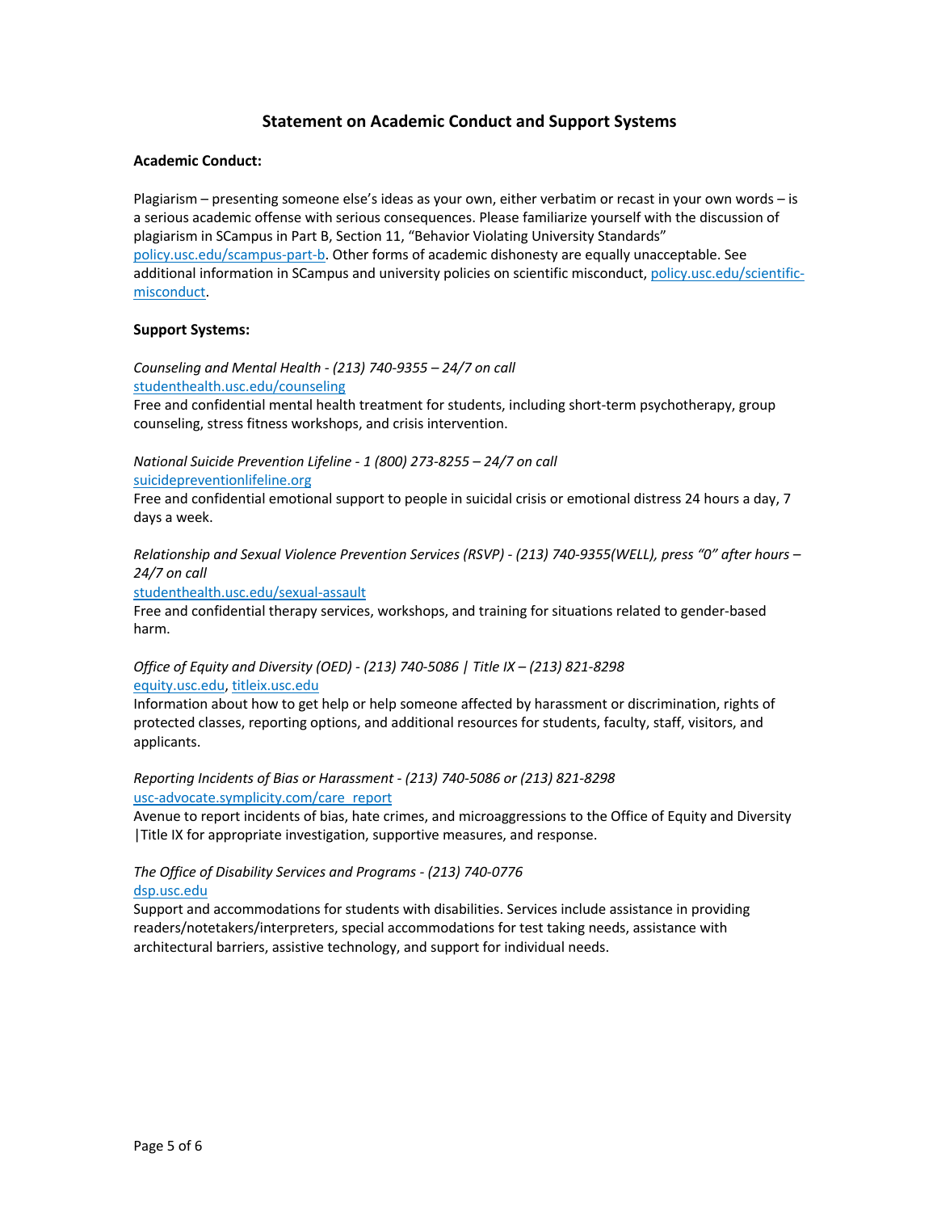## Statement on Academic Conduct and Support Systems

**Academic Conduct:**

Plagiarism – presenting someone else's ideas as your own, either verbatim or recast in your own words – is a serious academic offense with serious consequences. Please familiarize yourself with the discussion of plagiarism in SCampus in Part B, Section 11, "Behavior Violating University Standards" policy.usc.edu/scampus-part-b. Other forms of academic dishonesty are equally unacceptable. See additional information in SCampus and university policies on scientific misconduct, policy.usc.edu/scientific-misconduct.

**Support Systems:**

*Counseling and Mental Health - (213) 740-9355 – 24/7 on call*
studenthealth.usc.edu/counseling
Free and confidential mental health treatment for students, including short-term psychotherapy, group counseling, stress fitness workshops, and crisis intervention.

*National Suicide Prevention Lifeline - 1 (800) 273-8255 – 24/7 on call*
suicidepreventionlifeline.org
Free and confidential emotional support to people in suicidal crisis or emotional distress 24 hours a day, 7 days a week.

*Relationship and Sexual Violence Prevention Services (RSVP) - (213) 740-9355(WELL), press "0" after hours – 24/7 on call*
studenthealth.usc.edu/sexual-assault
Free and confidential therapy services, workshops, and training for situations related to gender-based harm.

*Office of Equity and Diversity (OED) - (213) 740-5086 | Title IX – (213) 821-8298*
equity.usc.edu, titleix.usc.edu
Information about how to get help or help someone affected by harassment or discrimination, rights of protected classes, reporting options, and additional resources for students, faculty, staff, visitors, and applicants.

*Reporting Incidents of Bias or Harassment - (213) 740-5086 or (213) 821-8298*
usc-advocate.symplicity.com/care_report
Avenue to report incidents of bias, hate crimes, and microaggressions to the Office of Equity and Diversity |Title IX for appropriate investigation, supportive measures, and response.

*The Office of Disability Services and Programs - (213) 740-0776*
dsp.usc.edu
Support and accommodations for students with disabilities. Services include assistance in providing readers/notetakers/interpreters, special accommodations for test taking needs, assistance with architectural barriers, assistive technology, and support for individual needs.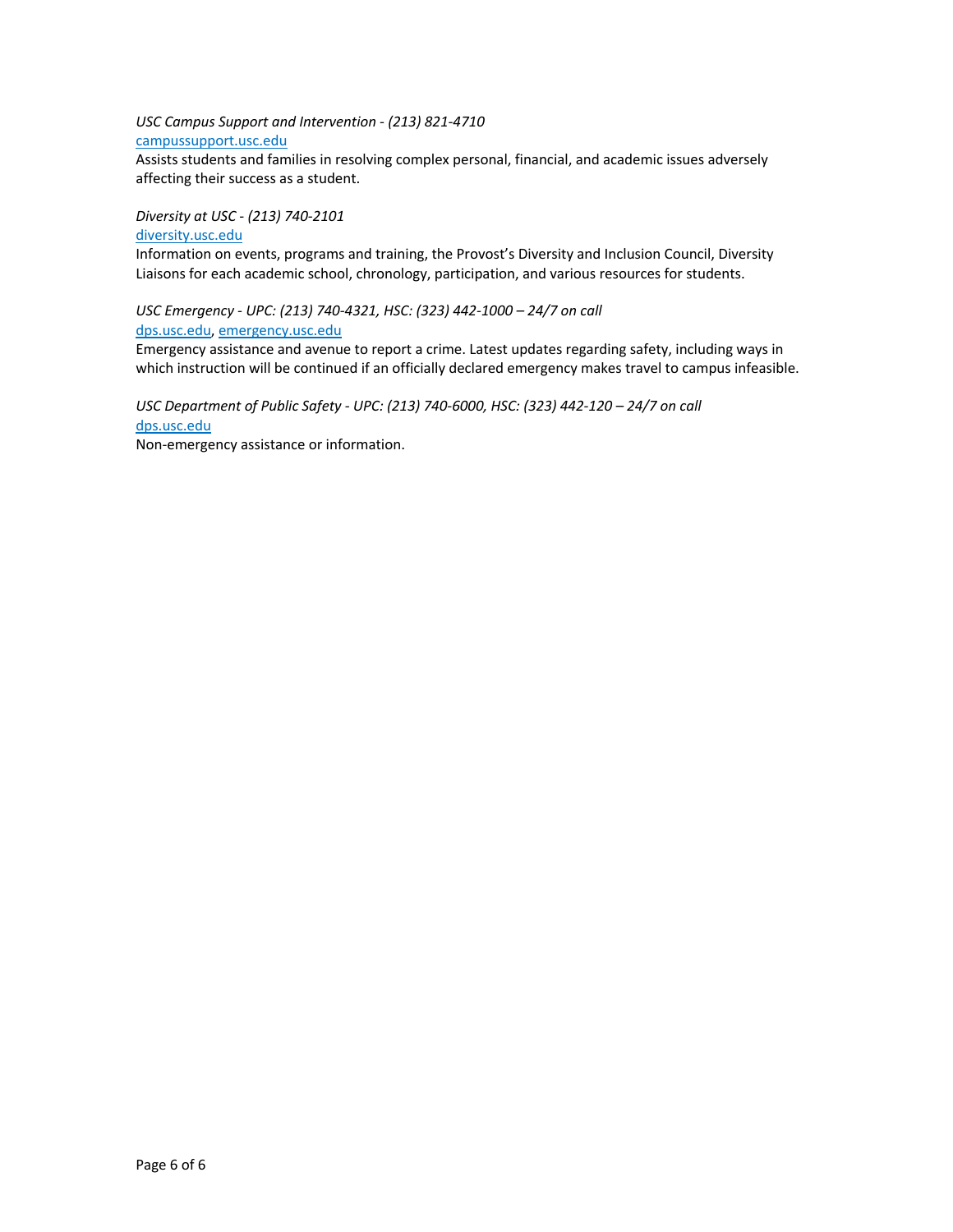*USC Campus Support and Intervention - (213) 821-4710*
campussupport.usc.edu
Assists students and families in resolving complex personal, financial, and academic issues adversely affecting their success as a student.

*Diversity at USC - (213) 740-2101*
diversity.usc.edu
Information on events, programs and training, the Provost's Diversity and Inclusion Council, Diversity Liaisons for each academic school, chronology, participation, and various resources for students.

*USC Emergency - UPC: (213) 740-4321, HSC: (323) 442-1000 – 24/7 on call*
dps.usc.edu, emergency.usc.edu
Emergency assistance and avenue to report a crime. Latest updates regarding safety, including ways in which instruction will be continued if an officially declared emergency makes travel to campus infeasible.

*USC Department of Public Safety - UPC: (213) 740-6000, HSC: (323) 442-120 – 24/7 on call*
dps.usc.edu
Non-emergency assistance or information.